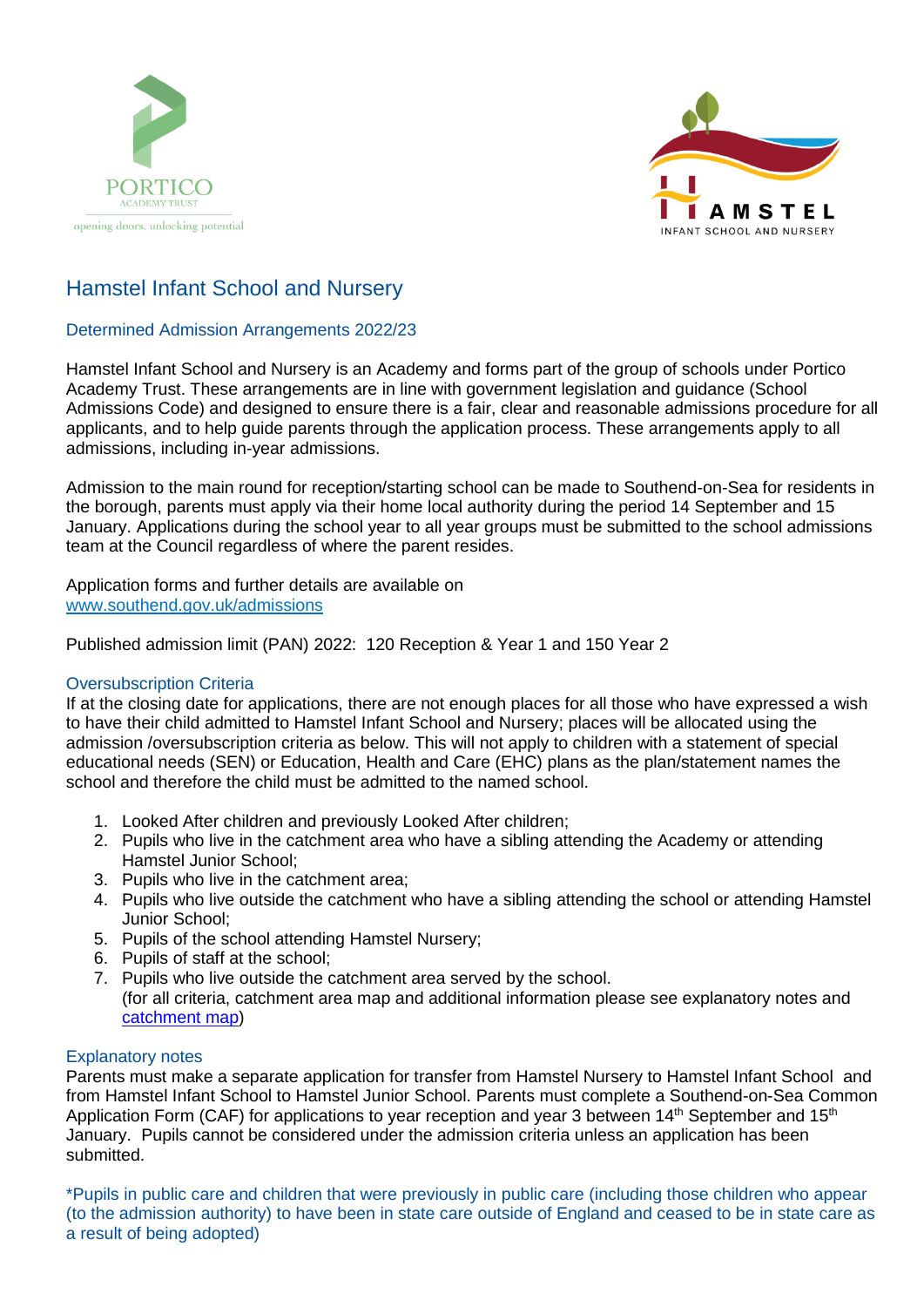# Hamstel Infant School and Nursery

## Determined Admission Arrangements 2022/23

Hamstel Infant School and Nursery is an Academy and forms part of the group of schools under Portico Academy Trust. These arrangements are in line with government legislation and guidance (School Admissions Code) and designed to ensure there is a fair, clear and reasonable admissions procedure for all applicants, and to help guide parents through the application process. These arrangements apply to all admissions, including in-year admissions.

Admission to the main round for reception/starting school can be made to Southend-on-Sea for residents in the borough, parents must apply via their home local authority during the period 14 September and 15 January. Applications during the school year to all year groups must be submitted to the school admissions team at the Council regardless of where the parent resides.

Application forms and further details are available on
[www.southend.gov.uk/admissions](www.southend.gov.uk/admissions)

Published admission limit (PAN) 2022: 120 Reception & Year 1 and 150 Year 2

### Oversubscription Criteria

If at the closing date for applications, there are not enough places for all those who have expressed a wish to have their child admitted to Hamstel Infant School and Nursery; places will be allocated using the admission /oversubscription criteria as below. This will not apply to children with a statement of special educational needs (SEN) or Education, Health and Care (EHC) plans as the plan/statement names the school and therefore the child must be admitted to the named school.

1. Looked After children and previously Looked After children;
2. Pupils who live in the catchment area who have a sibling attending the Academy or attending Hamstel Junior School;
3. Pupils who live in the catchment area;
4. Pupils who live outside the catchment who have a sibling attending the school or attending Hamstel Junior School;
5. Pupils of the school attending Hamstel Nursery;
6. Pupils of staff at the school;
7. Pupils who live outside the catchment area served by the school.
   (for all criteria, catchment area map and additional information please see explanatory notes and catchment map)

### Explanatory notes

Parents must make a separate application for transfer from Hamstel Nursery to Hamstel Infant School and from Hamstel Infant School to Hamstel Junior School. Parents must complete a Southend-on-Sea Common Application Form (CAF) for applications to year reception and year 3 between 14th September and 15th January. Pupils cannot be considered under the admission criteria unless an application has been submitted.

*Pupils in public care and children that were previously in public care (including those children who appear (to the admission authority) to have been in state care outside of England and ceased to be in state care as a result of being adopted)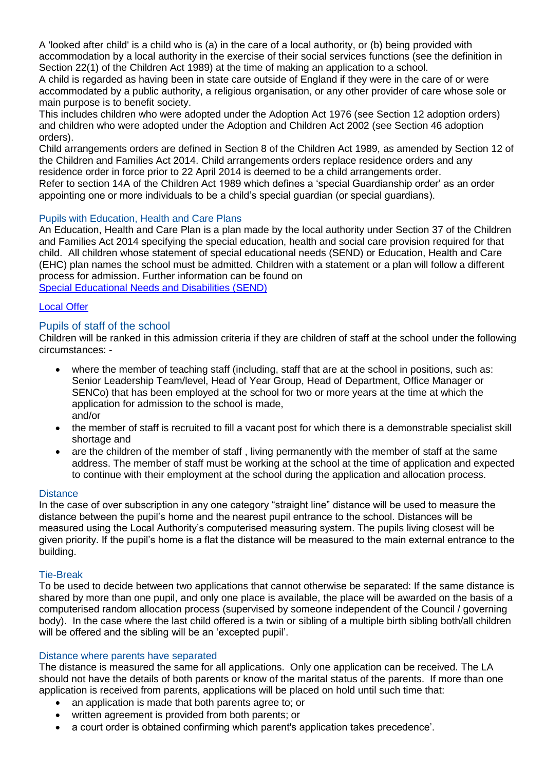A 'looked after child' is a child who is (a) in the care of a local authority, or (b) being provided with accommodation by a local authority in the exercise of their social services functions (see the definition in Section 22(1) of the Children Act 1989) at the time of making an application to a school.

A child is regarded as having been in state care outside of England if they were in the care of or were accommodated by a public authority, a religious organisation, or any other provider of care whose sole or main purpose is to benefit society.

This includes children who were adopted under the Adoption Act 1976 (see Section 12 adoption orders) and children who were adopted under the Adoption and Children Act 2002 (see Section 46 adoption orders).

Child arrangements orders are defined in Section 8 of the Children Act 1989, as amended by Section 12 of the Children and Families Act 2014. Child arrangements orders replace residence orders and any residence order in force prior to 22 April 2014 is deemed to be a child arrangements order.

Refer to section 14A of the Children Act 1989 which defines a 'special Guardianship order' as an order appointing one or more individuals to be a child's special guardian (or special guardians).

### Pupils with Education, Health and Care Plans

An Education, Health and Care Plan is a plan made by the local authority under Section 37 of the Children and Families Act 2014 specifying the special education, health and social care provision required for that child. All children whose statement of special educational needs (SEND) or Education, Health and Care (EHC) plan names the school must be admitted. Children with a statement or a plan will follow a different process for admission. Further information can be found on
[Special Educational Needs and Disabilities (SEND)]

[Local Offer]

## Pupils of staff of the school

Children will be ranked in this admission criteria if they are children of staff at the school under the following circumstances: -

- where the member of teaching staff (including, staff that are at the school in positions, such as: Senior Leadership Team/level, Head of Year Group, Head of Department, Office Manager or SENCo) that has been employed at the school for two or more years at the time at which the application for admission to the school is made,
  and/or
- the member of staff is recruited to fill a vacant post for which there is a demonstrable specialist skill shortage and
- are the children of the member of staff , living permanently with the member of staff at the same address. The member of staff must be working at the school at the time of application and expected to continue with their employment at the school during the application and allocation process.

### Distance

In the case of over subscription in any one category “straight line” distance will be used to measure the distance between the pupil’s home and the nearest pupil entrance to the school. Distances will be measured using the Local Authority’s computerised measuring system. The pupils living closest will be given priority. If the pupil’s home is a flat the distance will be measured to the main external entrance to the building.

### Tie-Break

To be used to decide between two applications that cannot otherwise be separated: If the same distance is shared by more than one pupil, and only one place is available, the place will be awarded on the basis of a computerised random allocation process (supervised by someone independent of the Council / governing body). In the case where the last child offered is a twin or sibling of a multiple birth sibling both/all children will be offered and the sibling will be an ‘excepted pupil’.

### Distance where parents have separated

The distance is measured the same for all applications. Only one application can be received. The LA should not have the details of both parents or know of the marital status of the parents. If more than one application is received from parents, applications will be placed on hold until such time that:

- an application is made that both parents agree to; or
- written agreement is provided from both parents; or
- a court order is obtained confirming which parent's application takes precedence’.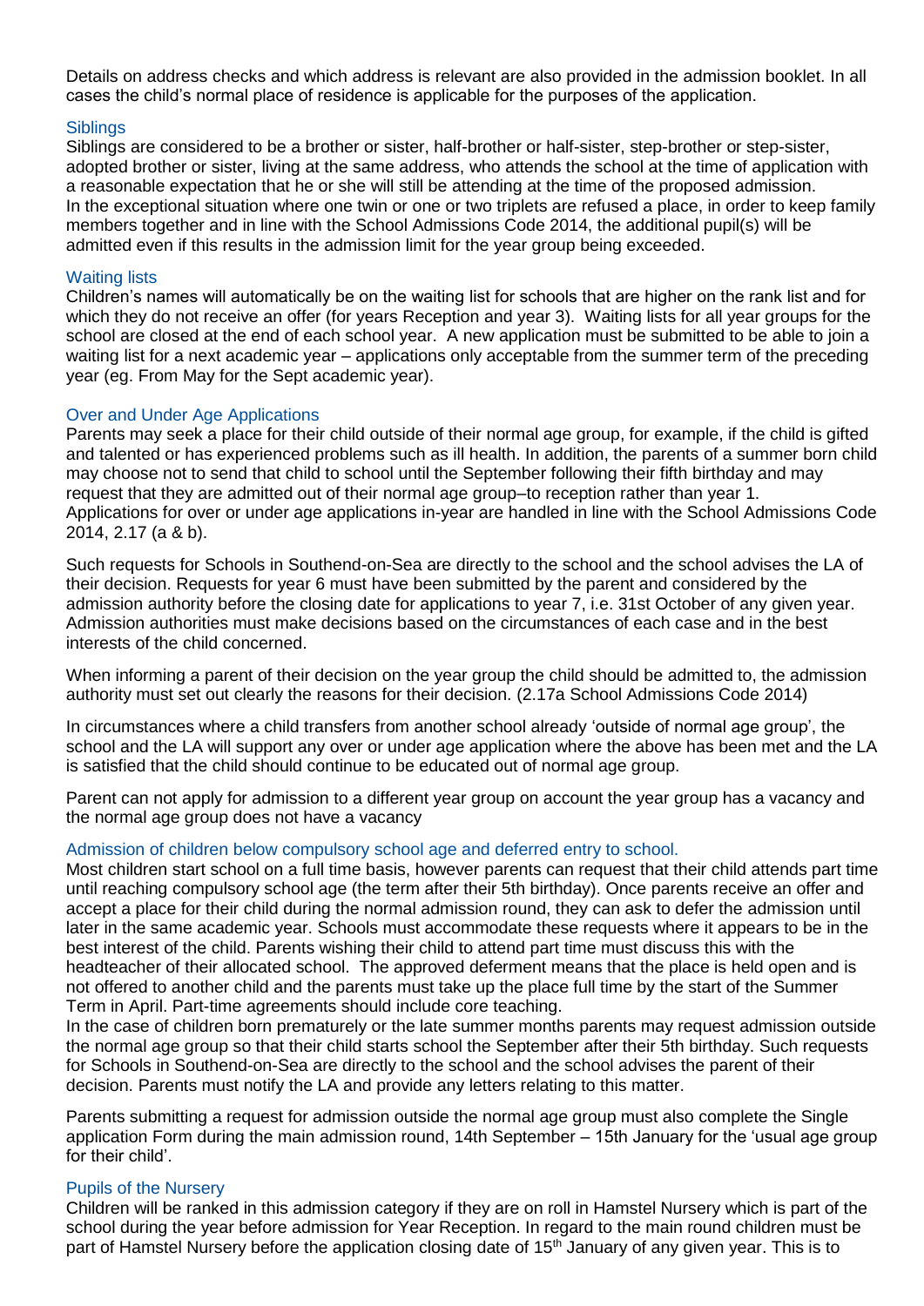Details on address checks and which address is relevant are also provided in the admission booklet. In all cases the child's normal place of residence is applicable for the purposes of the application.

### Siblings

Siblings are considered to be a brother or sister, half-brother or half-sister, step-brother or step-sister, adopted brother or sister, living at the same address, who attends the school at the time of application with a reasonable expectation that he or she will still be attending at the time of the proposed admission.
In the exceptional situation where one twin or one or two triplets are refused a place, in order to keep family members together and in line with the School Admissions Code 2014, the additional pupil(s) will be admitted even if this results in the admission limit for the year group being exceeded.

### Waiting lists

Children's names will automatically be on the waiting list for schools that are higher on the rank list and for which they do not receive an offer (for years Reception and year 3). Waiting lists for all year groups for the school are closed at the end of each school year. A new application must be submitted to be able to join a waiting list for a next academic year – applications only acceptable from the summer term of the preceding year (eg. From May for the Sept academic year).

### Over and Under Age Applications

Parents may seek a place for their child outside of their normal age group, for example, if the child is gifted and talented or has experienced problems such as ill health. In addition, the parents of a summer born child may choose not to send that child to school until the September following their fifth birthday and may request that they are admitted out of their normal age group–to reception rather than year 1.
Applications for over or under age applications in-year are handled in line with the School Admissions Code 2014, 2.17 (a & b).

Such requests for Schools in Southend-on-Sea are directly to the school and the school advises the LA of their decision. Requests for year 6 must have been submitted by the parent and considered by the admission authority before the closing date for applications to year 7, i.e. 31st October of any given year. Admission authorities must make decisions based on the circumstances of each case and in the best interests of the child concerned.

When informing a parent of their decision on the year group the child should be admitted to, the admission authority must set out clearly the reasons for their decision. (2.17a School Admissions Code 2014)

In circumstances where a child transfers from another school already 'outside of normal age group', the school and the LA will support any over or under age application where the above has been met and the LA is satisfied that the child should continue to be educated out of normal age group.

Parent can not apply for admission to a different year group on account the year group has a vacancy and the normal age group does not have a vacancy

### Admission of children below compulsory school age and deferred entry to school.

Most children start school on a full time basis, however parents can request that their child attends part time until reaching compulsory school age (the term after their 5th birthday). Once parents receive an offer and accept a place for their child during the normal admission round, they can ask to defer the admission until later in the same academic year. Schools must accommodate these requests where it appears to be in the best interest of the child. Parents wishing their child to attend part time must discuss this with the headteacher of their allocated school. The approved deferment means that the place is held open and is not offered to another child and the parents must take up the place full time by the start of the Summer Term in April. Part-time agreements should include core teaching.
In the case of children born prematurely or the late summer months parents may request admission outside the normal age group so that their child starts school the September after their 5th birthday. Such requests for Schools in Southend-on-Sea are directly to the school and the school advises the parent of their decision. Parents must notify the LA and provide any letters relating to this matter.

Parents submitting a request for admission outside the normal age group must also complete the Single application Form during the main admission round, 14th September – 15th January for the 'usual age group for their child'.

### Pupils of the Nursery

Children will be ranked in this admission category if they are on roll in Hamstel Nursery which is part of the school during the year before admission for Year Reception. In regard to the main round children must be part of Hamstel Nursery before the application closing date of 15th January of any given year. This is to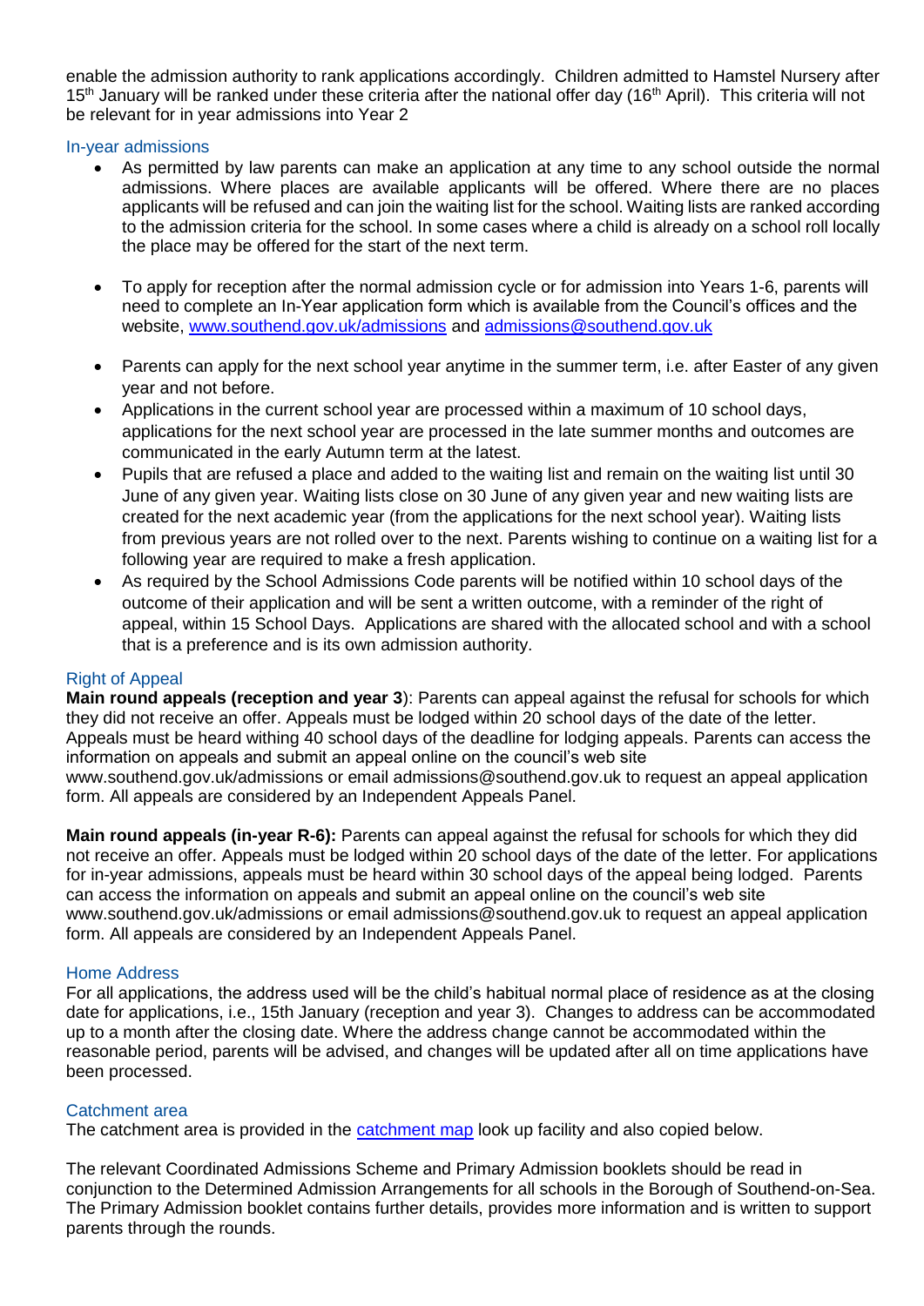enable the admission authority to rank applications accordingly. Children admitted to Hamstel Nursery after 15th January will be ranked under these criteria after the national offer day (16th April). This criteria will not be relevant for in year admissions into Year 2

## In-year admissions

- As permitted by law parents can make an application at any time to any school outside the normal admissions. Where places are available applicants will be offered. Where there are no places applicants will be refused and can join the waiting list for the school. Waiting lists are ranked according to the admission criteria for the school. In some cases where a child is already on a school roll locally the place may be offered for the start of the next term.
- To apply for reception after the normal admission cycle or for admission into Years 1-6, parents will need to complete an In-Year application form which is available from the Council's offices and the website, [www.southend.gov.uk/admissions](http://www.southend.gov.uk/admissions) and [admissions@southend.gov.uk](mailto:admissions@southend.gov.uk)
- Parents can apply for the next school year anytime in the summer term, i.e. after Easter of any given year and not before.
- Applications in the current school year are processed within a maximum of 10 school days, applications for the next school year are processed in the late summer months and outcomes are communicated in the early Autumn term at the latest.
- Pupils that are refused a place and added to the waiting list and remain on the waiting list until 30 June of any given year. Waiting lists close on 30 June of any given year and new waiting lists are created for the next academic year (from the applications for the next school year). Waiting lists from previous years are not rolled over to the next. Parents wishing to continue on a waiting list for a following year are required to make a fresh application.
- As required by the School Admissions Code parents will be notified within 10 school days of the outcome of their application and will be sent a written outcome, with a reminder of the right of appeal, within 15 School Days. Applications are shared with the allocated school and with a school that is a preference and is its own admission authority.

## Right of Appeal

**Main round appeals (reception and year 3)**: Parents can appeal against the refusal for schools for which they did not receive an offer. Appeals must be lodged within 20 school days of the date of the letter. Appeals must be heard withing 40 school days of the deadline for lodging appeals. Parents can access the information on appeals and submit an appeal online on the council's web site www.southend.gov.uk/admissions or email admissions@southend.gov.uk to request an appeal application form. All appeals are considered by an Independent Appeals Panel.

**Main round appeals (in-year R-6):** Parents can appeal against the refusal for schools for which they did not receive an offer. Appeals must be lodged within 20 school days of the date of the letter. For applications for in-year admissions, appeals must be heard within 30 school days of the appeal being lodged. Parents can access the information on appeals and submit an appeal online on the council's web site www.southend.gov.uk/admissions or email admissions@southend.gov.uk to request an appeal application form. All appeals are considered by an Independent Appeals Panel.

## Home Address

For all applications, the address used will be the child's habitual normal place of residence as at the closing date for applications, i.e., 15th January (reception and year 3). Changes to address can be accommodated up to a month after the closing date. Where the address change cannot be accommodated within the reasonable period, parents will be advised, and changes will be updated after all on time applications have been processed.

## Catchment area

The catchment area is provided in the catchment map look up facility and also copied below.

The relevant Coordinated Admissions Scheme and Primary Admission booklets should be read in conjunction to the Determined Admission Arrangements for all schools in the Borough of Southend-on-Sea. The Primary Admission booklet contains further details, provides more information and is written to support parents through the rounds.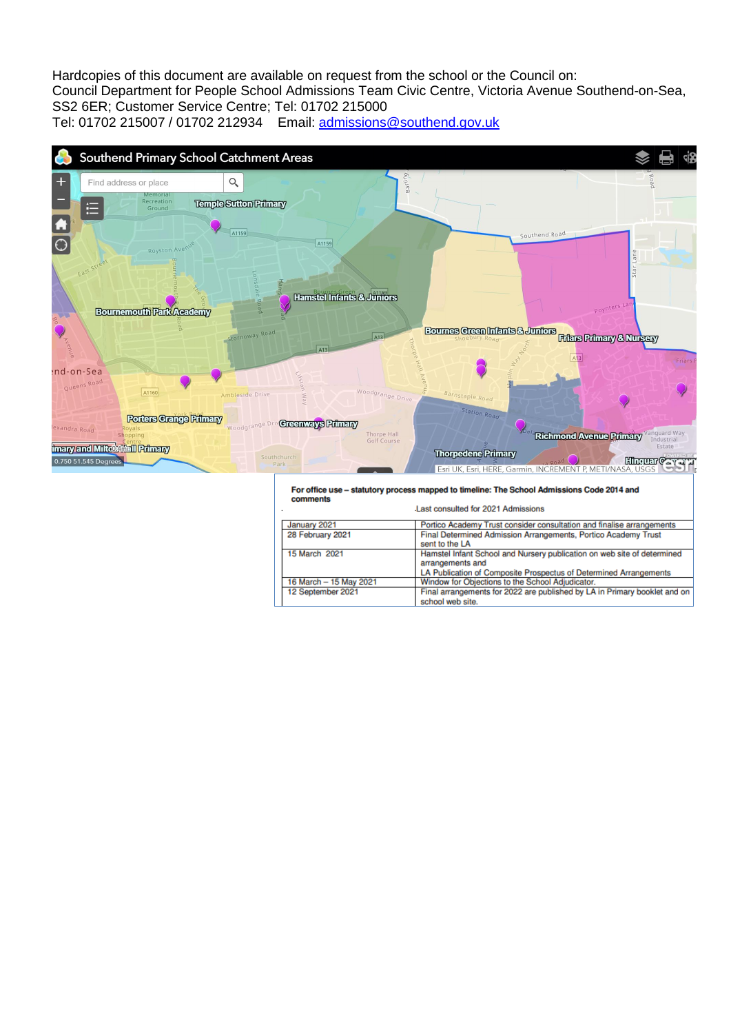Hardcopies of this document are available on request from the school or the Council on:
Council Department for People School Admissions Team Civic Centre, Victoria Avenue Southend-on-Sea, SS2 6ER; Customer Service Centre; Tel: 01702 215000
Tel: 01702 215007 / 01702 212934 Email: admissions@southend.gov.uk

Southend Primary School Catchment Areas

Temple Sutton Primary
Hamstel Infants & Juniors
Bournemouth Park Academy
Bournes Green Infants & Juniors
Friars Primary & Nursery
Porters Grange Primary
Greenways Primary
Richmond Avenue Primary
Thorpedene Primary
Hinguar
imary and Milton Hall Primary

0.750 51.545 Degrees
Esri UK, Esri, HERE, Garmin, INCREMENT P, METI/NASA, USGS

**For office use – statutory process mapped to timeline: The School Admissions Code 2014 and comments**

Last consulted for 2021 Admissions

| | |
|---|---|
| January 2021 | Portico Academy Trust consider consultation and finalise arrangements |
| 28 February 2021 | Final Determined Admission Arrangements, Portico Academy Trust sent to the LA |
| 15 March 2021 | Hamstel Infant School and Nursery publication on web site of determined arrangements and<br>LA Publication of Composite Prospectus of Determined Arrangements |
| 16 March – 15 May 2021 | Window for Objections to the School Adjudicator. |
| 12 September 2021 | Final arrangements for 2022 are published by LA in Primary booklet and on school web site. |